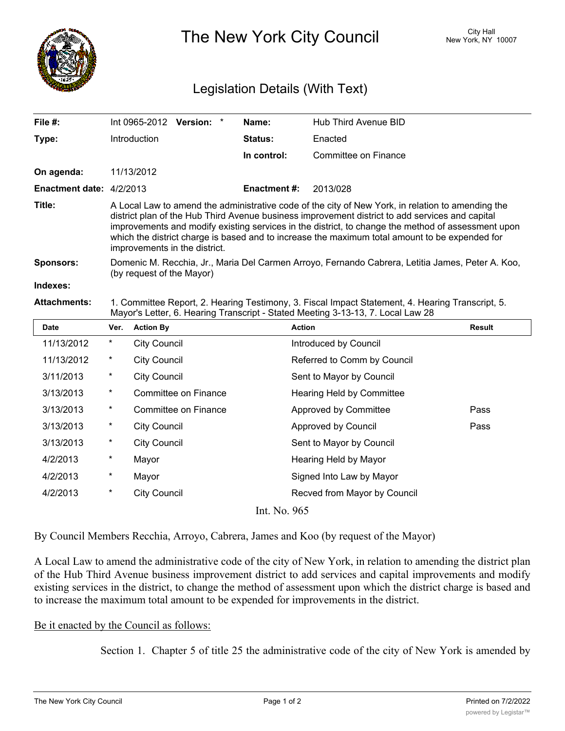# The New York City Council

City Hall
New York, NY 10007

## Legislation Details (With Text)

| | | | | |
|---|---|---|---|---|
| **File #:** | Int 0965-2012 **Version:** * | | **Name:** | Hub Third Avenue BID |
| **Type:** | Introduction | | **Status:** | Enacted |
| | | | **In control:** | Committee on Finance |
| **On agenda:** | 11/13/2012 | | | |
| **Enactment date:** | 4/2/2013 | | **Enactment #:** | 2013/028 |

**Title:** A Local Law to amend the administrative code of the city of New York, in relation to amending the district plan of the Hub Third Avenue business improvement district to add services and capital improvements and modify existing services in the district, to change the method of assessment upon which the district charge is based and to increase the maximum total amount to be expended for improvements in the district.

**Sponsors:** Domenic M. Recchia, Jr., Maria Del Carmen Arroyo, Fernando Cabrera, Letitia James, Peter A. Koo, (by request of the Mayor)

**Indexes:**

**Attachments:** 1. Committee Report, 2. Hearing Testimony, 3. Fiscal Impact Statement, 4. Hearing Transcript, 5. Mayor's Letter, 6. Hearing Transcript - Stated Meeting 3-13-13, 7. Local Law 28

| Date | Ver. | Action By | Action | Result |
|---|---|---|---|---|
| 11/13/2012 | * | City Council | Introduced by Council | |
| 11/13/2012 | * | City Council | Referred to Comm by Council | |
| 3/11/2013 | * | City Council | Sent to Mayor by Council | |
| 3/13/2013 | * | Committee on Finance | Hearing Held by Committee | |
| 3/13/2013 | * | Committee on Finance | Approved by Committee | Pass |
| 3/13/2013 | * | City Council | Approved by Council | Pass |
| 3/13/2013 | * | City Council | Sent to Mayor by Council | |
| 4/2/2013 | * | Mayor | Hearing Held by Mayor | |
| 4/2/2013 | * | Mayor | Signed Into Law by Mayor | |
| 4/2/2013 | * | City Council | Recved from Mayor by Council | |

Int. No. 965

By Council Members Recchia, Arroyo, Cabrera, James and Koo (by request of the Mayor)

A Local Law to amend the administrative code of the city of New York, in relation to amending the district plan of the Hub Third Avenue business improvement district to add services and capital improvements and modify existing services in the district, to change the method of assessment upon which the district charge is based and to increase the maximum total amount to be expended for improvements in the district.

<u>Be it enacted by the Council as follows:</u>

Section 1. Chapter 5 of title 25 the administrative code of the city of New York is amended by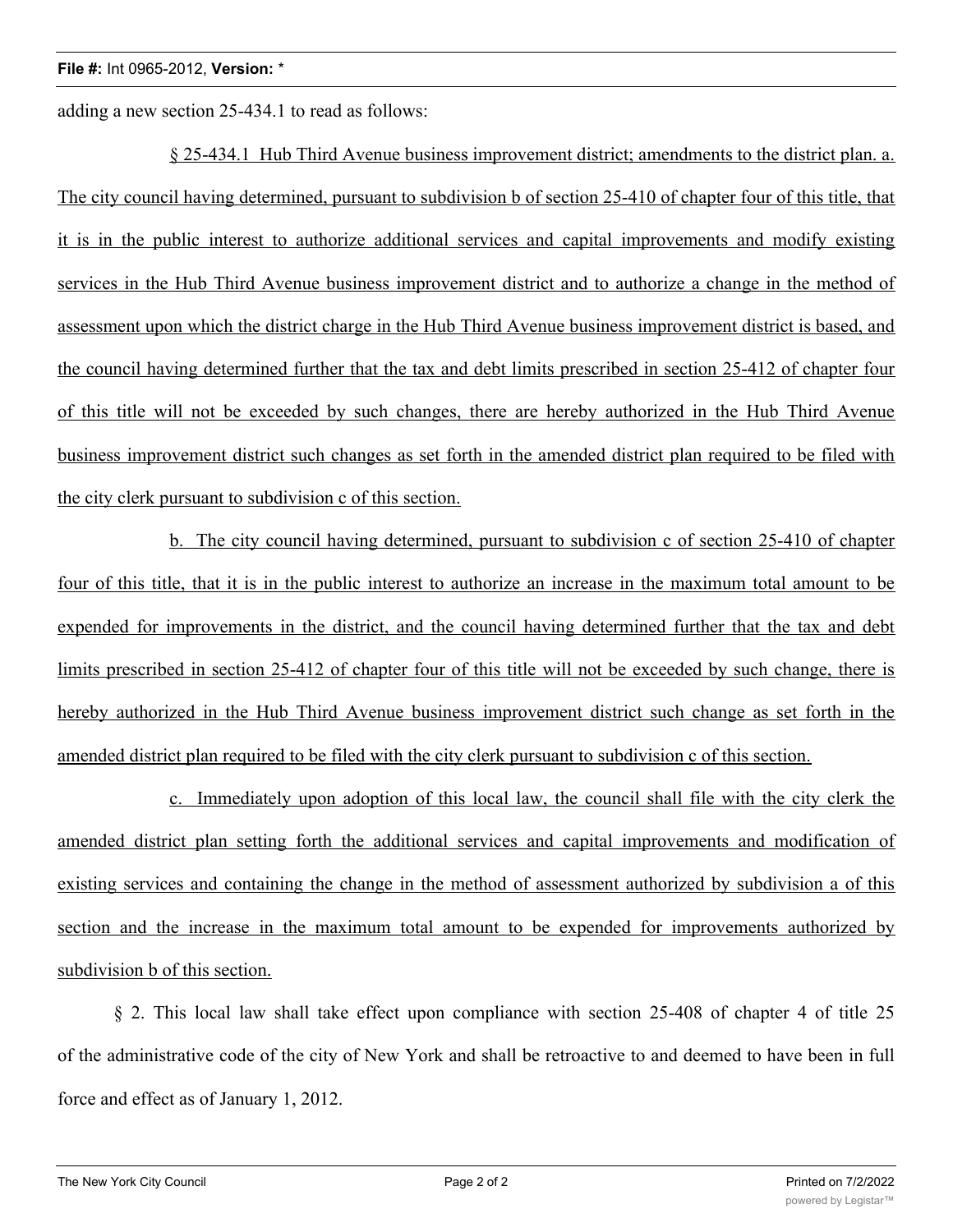adding a new section 25-434.1 to read as follows:

§ 25-434.1 Hub Third Avenue business improvement district; amendments to the district plan. a. The city council having determined, pursuant to subdivision b of section 25-410 of chapter four of this title, that it is in the public interest to authorize additional services and capital improvements and modify existing services in the Hub Third Avenue business improvement district and to authorize a change in the method of assessment upon which the district charge in the Hub Third Avenue business improvement district is based, and the council having determined further that the tax and debt limits prescribed in section 25-412 of chapter four of this title will not be exceeded by such changes, there are hereby authorized in the Hub Third Avenue business improvement district such changes as set forth in the amended district plan required to be filed with the city clerk pursuant to subdivision c of this section.

b. The city council having determined, pursuant to subdivision c of section 25-410 of chapter four of this title, that it is in the public interest to authorize an increase in the maximum total amount to be expended for improvements in the district, and the council having determined further that the tax and debt limits prescribed in section 25-412 of chapter four of this title will not be exceeded by such change, there is hereby authorized in the Hub Third Avenue business improvement district such change as set forth in the amended district plan required to be filed with the city clerk pursuant to subdivision c of this section.

c. Immediately upon adoption of this local law, the council shall file with the city clerk the amended district plan setting forth the additional services and capital improvements and modification of existing services and containing the change in the method of assessment authorized by subdivision a of this section and the increase in the maximum total amount to be expended for improvements authorized by subdivision b of this section.

§ 2. This local law shall take effect upon compliance with section 25-408 of chapter 4 of title 25 of the administrative code of the city of New York and shall be retroactive to and deemed to have been in full force and effect as of January 1, 2012.